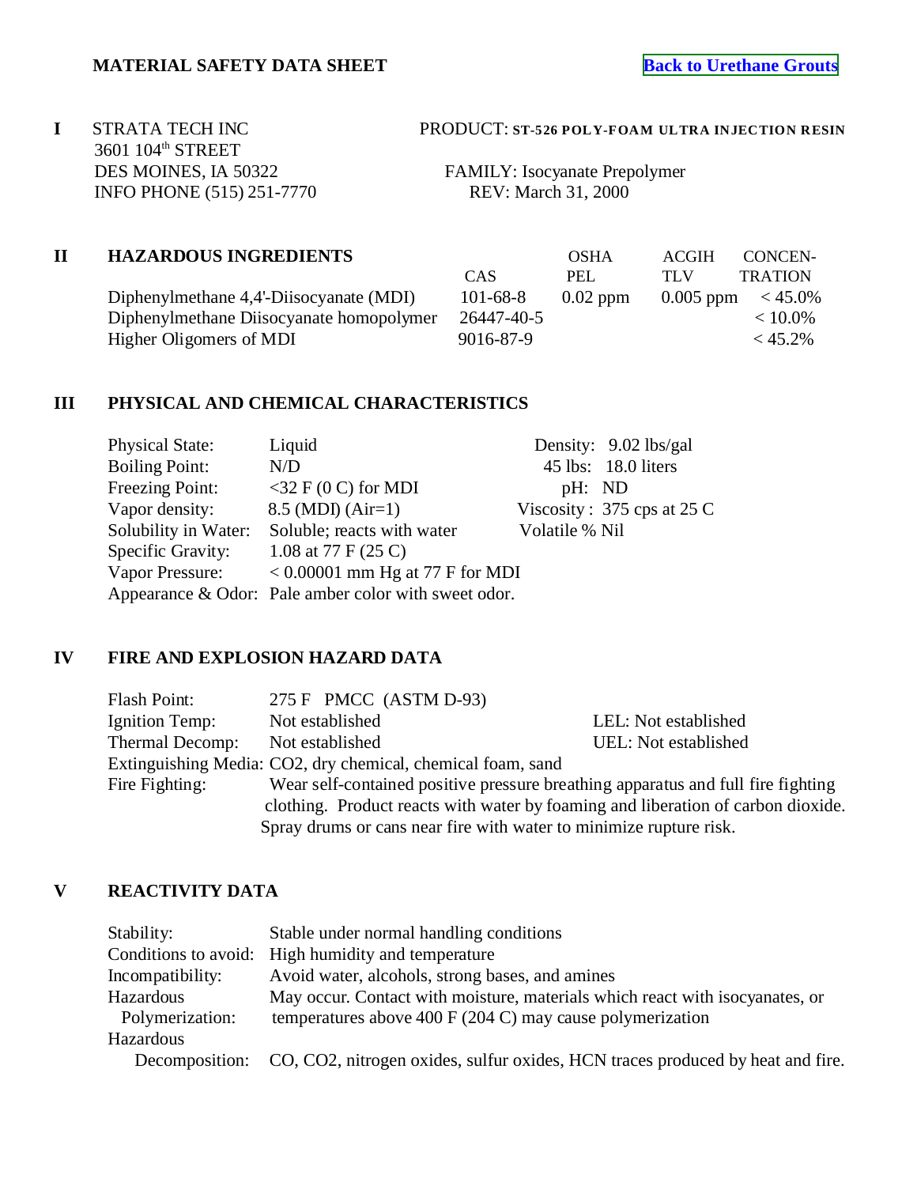# MATERIAL SAFETY DATA SHEET

Back to Urethane Grouts

## I

STRATA TECH INC
3601 104th STREET
DES MOINES, IA 50322
INFO PHONE (515) 251-7770

PRODUCT: **ST-526 POLY-FOAM ULTRA INJECTION RESIN**

FAMILY: Isocyanate Prepolymer
REV: March 31, 2000

## II HAZARDOUS INGREDIENTS

| | CAS | OSHA PEL | ACGIH TLV | CONCEN-TRATION |
|---|---|---|---|---|
| Diphenylmethane 4,4'-Diisocyanate (MDI) | 101-68-8 | 0.02 ppm | 0.005 ppm | < 45.0% |
| Diphenylmethane Diisocyanate homopolymer | 26447-40-5 | | | < 10.0% |
| Higher Oligomers of MDI | 9016-87-9 | | | < 45.2% |

## III PHYSICAL AND CHEMICAL CHARACTERISTICS

| | | | |
|---|---|---|---|
| Physical State: | Liquid | Density: | 9.02 lbs/gal |
| Boiling Point: | N/D | 45 lbs: | 18.0 liters |
| Freezing Point: | <32 F (0 C) for MDI | pH: | ND |
| Vapor density: | 8.5 (MDI) (Air=1) | Viscosity : | 375 cps at 25 C |
| Solubility in Water: | Soluble; reacts with water | Volatile % | Nil |
| Specific Gravity: | 1.08 at 77 F (25 C) | | |
| Vapor Pressure: | < 0.00001 mm Hg at 77 F for MDI | | |
| Appearance & Odor: | Pale amber color with sweet odor. | | |

## IV FIRE AND EXPLOSION HAZARD DATA

Flash Point: 275 F PMCC (ASTM D-93)

Ignition Temp: Not established — LEL: Not established

Thermal Decomp: Not established — UEL: Not established

Extinguishing Media: $CO_2$, dry chemical, chemical foam, sand

Fire Fighting: Wear self-contained positive pressure breathing apparatus and full fire fighting clothing. Product reacts with water by foaming and liberation of carbon dioxide. Spray drums or cans near fire with water to minimize rupture risk.

## V REACTIVITY DATA

Stability: Stable under normal handling conditions

Conditions to avoid: High humidity and temperature

Incompatibility: Avoid water, alcohols, strong bases, and amines

Hazardous Polymerization: May occur. Contact with moisture, materials which react with isocyanates, or temperatures above 400 F (204 C) may cause polymerization

Hazardous Decomposition: CO, $CO_2$, nitrogen oxides, sulfur oxides, HCN traces produced by heat and fire.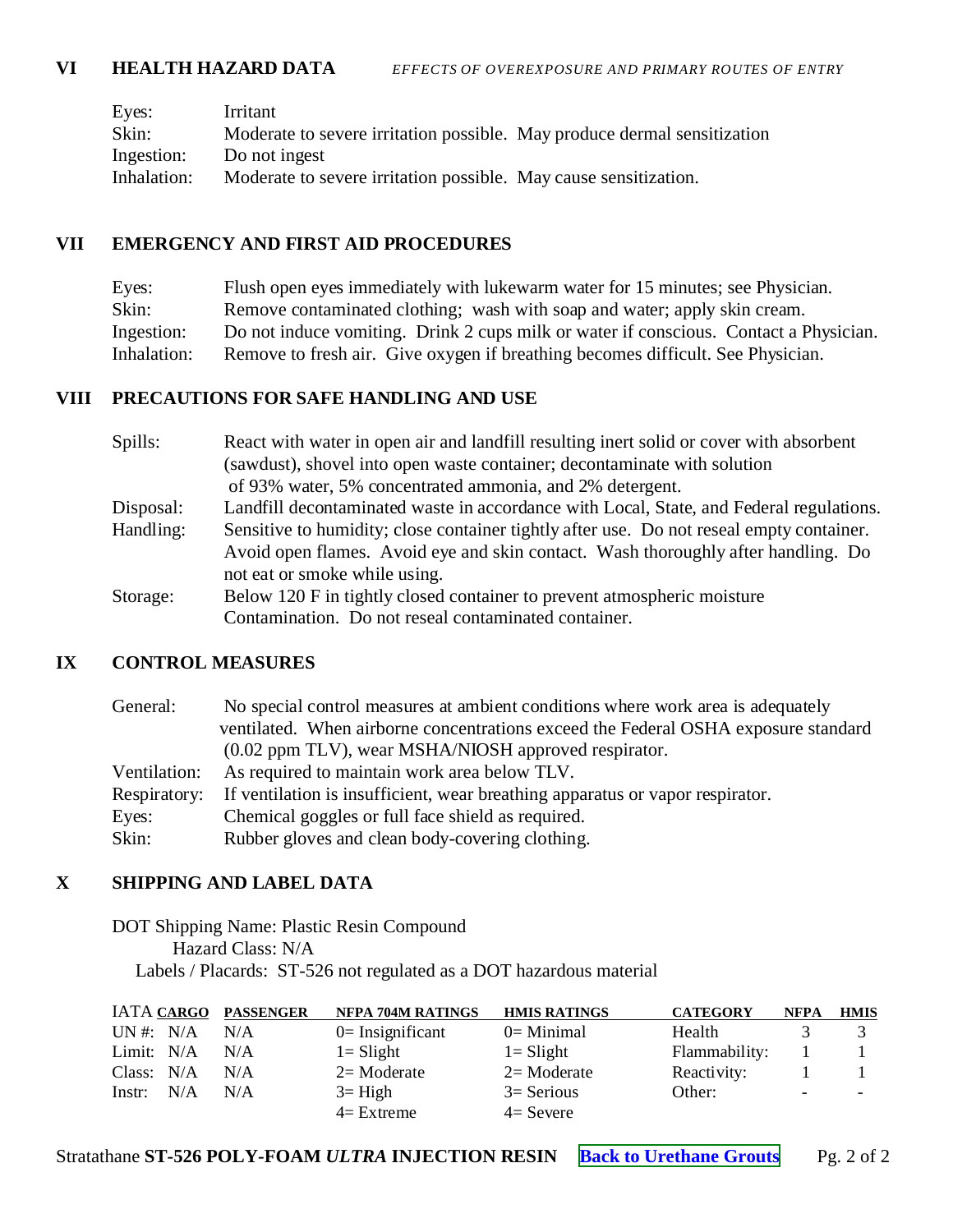## VI HEALTH HAZARD DATA

*EFFECTS OF OVEREXPOSURE AND PRIMARY ROUTES OF ENTRY*

| | |
|---|---|
| Eyes: | Irritant |
| Skin: | Moderate to severe irritation possible. May produce dermal sensitization |
| Ingestion: | Do not ingest |
| Inhalation: | Moderate to severe irritation possible. May cause sensitization. |

## VII EMERGENCY AND FIRST AID PROCEDURES

| | |
|---|---|
| Eyes: | Flush open eyes immediately with lukewarm water for 15 minutes; see Physician. |
| Skin: | Remove contaminated clothing; wash with soap and water; apply skin cream. |
| Ingestion: | Do not induce vomiting. Drink 2 cups milk or water if conscious. Contact a Physician. |
| Inhalation: | Remove to fresh air. Give oxygen if breathing becomes difficult. See Physician. |

## VIII PRECAUTIONS FOR SAFE HANDLING AND USE

| | |
|---|---|
| Spills: | React with water in open air and landfill resulting inert solid or cover with absorbent (sawdust), shovel into open waste container; decontaminate with solution of 93% water, 5% concentrated ammonia, and 2% detergent. |
| Disposal: | Landfill decontaminated waste in accordance with Local, State, and Federal regulations. |
| Handling: | Sensitive to humidity; close container tightly after use. Do not reseal empty container. Avoid open flames. Avoid eye and skin contact. Wash thoroughly after handling. Do not eat or smoke while using. |
| Storage: | Below 120 F in tightly closed container to prevent atmospheric moisture Contamination. Do not reseal contaminated container. |

## IX CONTROL MEASURES

| | |
|---|---|
| General: | No special control measures at ambient conditions where work area is adequately ventilated. When airborne concentrations exceed the Federal OSHA exposure standard (0.02 ppm TLV), wear MSHA/NIOSH approved respirator. |
| Ventilation: | As required to maintain work area below TLV. |
| Respiratory: | If ventilation is insufficient, wear breathing apparatus or vapor respirator. |
| Eyes: | Chemical goggles or full face shield as required. |
| Skin: | Rubber gloves and clean body-covering clothing. |

## X SHIPPING AND LABEL DATA

DOT Shipping Name: Plastic Resin Compound

Hazard Class: N/A

Labels / Placards: ST-526 not regulated as a DOT hazardous material

| IATA | CARGO | PASSENGER | NFPA 704M RATINGS | HMIS RATINGS | CATEGORY | NFPA | HMIS |
|---|---|---|---|---|---|---|---|
| UN #: | N/A | N/A | 0= Insignificant | 0= Minimal | Health | 3 | 3 |
| Limit: | N/A | N/A | 1= Slight | 1= Slight | Flammability: | 1 | 1 |
| Class: | N/A | N/A | 2= Moderate | 2= Moderate | Reactivity: | 1 | 1 |
| Instr: | N/A | N/A | 3= High | 3= Serious | Other: | - | - |
| | | | 4= Extreme | 4= Severe | | | |

Stratathane **ST-526 POLY-FOAM *ULTRA* INJECTION RESIN** **Back to Urethane Grouts**